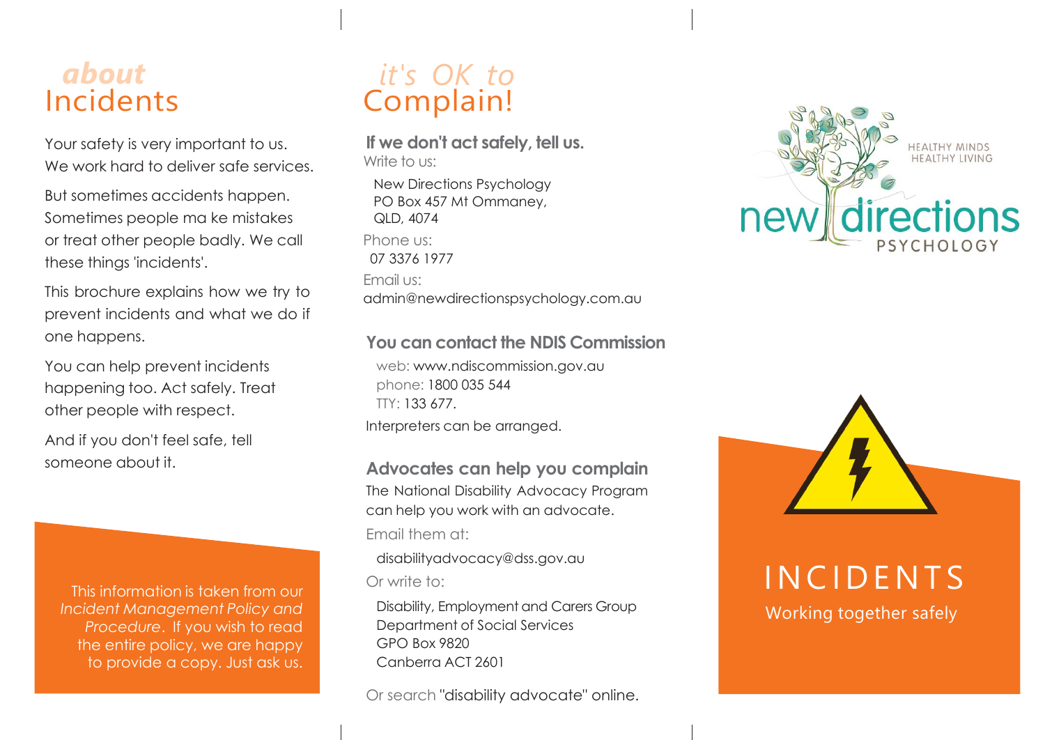# *about* Incidents

Your safety is very important to us. We work hard to deliver safe services.

But sometimes accidents happen. Sometimes people ma ke mistakes or treat other people badly. We call these things 'incidents'.

This brochure explains how we try to prevent incidents and what we do if one happens.

You can help prevent incidents happening too. Act safely. Treat other people with respect.

And if you don't feel safe, tell someone about it.

This information is taken from our *Incident Management Policy and Procedure*. If you wish to read the entire policy, we are happy to provide a copy. Just ask us.

# *it's OK to* Complain!

### If we don't act safely, tell us.

Write to us:

New Directions Psychology
PO Box 457 Mt Ommaney,
QLD, 4074

Phone us:
07 3376 1977

Email us:
admin@newdirectionspsychology.com.au

### You can contact the NDIS Commission

web: www.ndiscommission.gov.au
phone: 1800 035 544
TTY: 133 677.

Interpreters can be arranged.

### Advocates can help you complain

The National Disability Advocacy Program can help you work with an advocate.

Email them at:

disabilityadvocacy@dss.gov.au

Or write to:

Disability, Employment and Carers Group
Department of Social Services
GPO Box 9820
Canberra ACT 2601

Or search "disability advocate" online.

HEALTHY MINDS
HEALTHY LIVING

new directions
PSYCHOLOGY

# INCIDENTS

Working together safely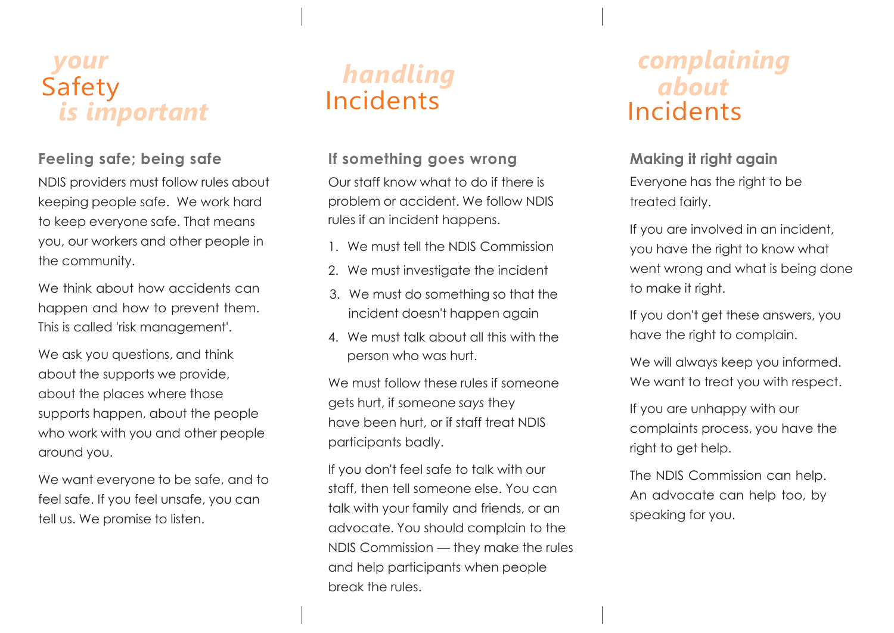# *your* Safety *is important*

### Feeling safe; being safe

NDIS providers must follow rules about keeping people safe. We work hard to keep everyone safe. That means you, our workers and other people in the community.

We think about how accidents can happen and how to prevent them. This is called 'risk management'.

We ask you questions, and think about the supports we provide, about the places where those supports happen, about the people who work with you and other people around you.

We want everyone to be safe, and to feel safe. If you feel unsafe, you can tell us. We promise to listen.

# *handling* Incidents

### If something goes wrong

Our staff know what to do if there is problem or accident. We follow NDIS rules if an incident happens.

1. We must tell the NDIS Commission
2. We must investigate the incident
3. We must do something so that the incident doesn't happen again
4. We must talk about all this with the person who was hurt.

We must follow these rules if someone gets hurt, if someone *says* they have been hurt, or if staff treat NDIS participants badly.

If you don't feel safe to talk with our staff, then tell someone else. You can talk with your family and friends, or an advocate. You should complain to the NDIS Commission — they make the rules and help participants when people break the rules.

# *complaining about* Incidents

### Making it right again

Everyone has the right to be treated fairly.

If you are involved in an incident, you have the right to know what went wrong and what is being done to make it right.

If you don't get these answers, you have the right to complain.

We will always keep you informed. We want to treat you with respect.

If you are unhappy with our complaints process, you have the right to get help.

The NDIS Commission can help. An advocate can help too, by speaking for you.